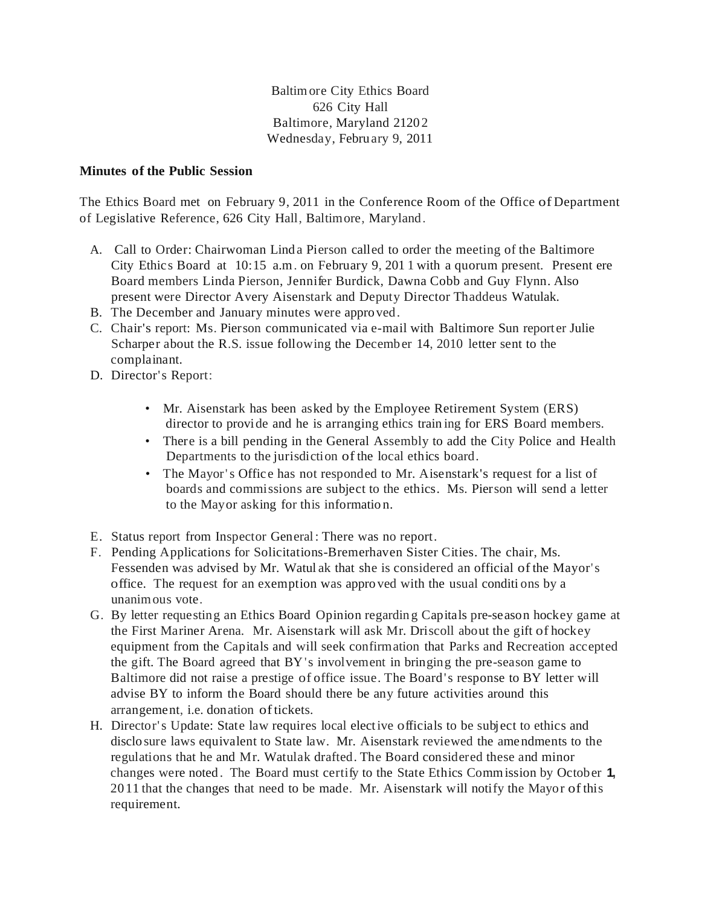Baltimore City Ethics Board
626 City Hall
Baltimore, Maryland 21202
Wednesday, February 9, 2011

**Minutes of the Public Session**

The Ethics Board met on February 9, 2011 in the Conference Room of the Office of Department of Legislative Reference, 626 City Hall, Baltimore, Maryland.

A. Call to Order: Chairwoman Linda Pierson called to order the meeting of the Baltimore City Ethics Board at 10:15 a.m. on February 9, 2011 with a quorum present. Present ere Board members Linda Pierson, Jennifer Burdick, Dawna Cobb and Guy Flynn. Also present were Director Avery Aisenstark and Deputy Director Thaddeus Watulak.
B. The December and January minutes were approved.
C. Chair's report: Ms. Pierson communicated via e-mail with Baltimore Sun reporter Julie Scharper about the R.S. issue following the December 14, 2010 letter sent to the complainant.
D. Director's Report:

    - Mr. Aisenstark has been asked by the Employee Retirement System (ERS) director to provide and he is arranging ethics training for ERS Board members.
    - There is a bill pending in the General Assembly to add the City Police and Health Departments to the jurisdiction of the local ethics board.
    - The Mayor's Office has not responded to Mr. Aisenstark's request for a list of boards and commissions are subject to the ethics. Ms. Pierson will send a letter to the Mayor asking for this information.

E. Status report from Inspector General: There was no report.
F. Pending Applications for Solicitations-Bremerhaven Sister Cities. The chair, Ms. Fessenden was advised by Mr. Watulak that she is considered an official of the Mayor's office. The request for an exemption was approved with the usual conditions by a unanimous vote.
G. By letter requesting an Ethics Board Opinion regarding Capitals pre-season hockey game at the First Mariner Arena. Mr. Aisenstark will ask Mr. Driscoll about the gift of hockey equipment from the Capitals and will seek confirmation that Parks and Recreation accepted the gift. The Board agreed that BY's involvement in bringing the pre-season game to Baltimore did not raise a prestige of office issue. The Board's response to BY letter will advise BY to inform the Board should there be any future activities around this arrangement, i.e. donation of tickets.
H. Director's Update: State law requires local elective officials to be subject to ethics and disclosure laws equivalent to State law. Mr. Aisenstark reviewed the amendments to the regulations that he and Mr. Watulak drafted. The Board considered these and minor changes were noted. The Board must certify to the State Ethics Commission by October **1**, 2011 that the changes that need to be made. Mr. Aisenstark will notify the Mayor of this requirement.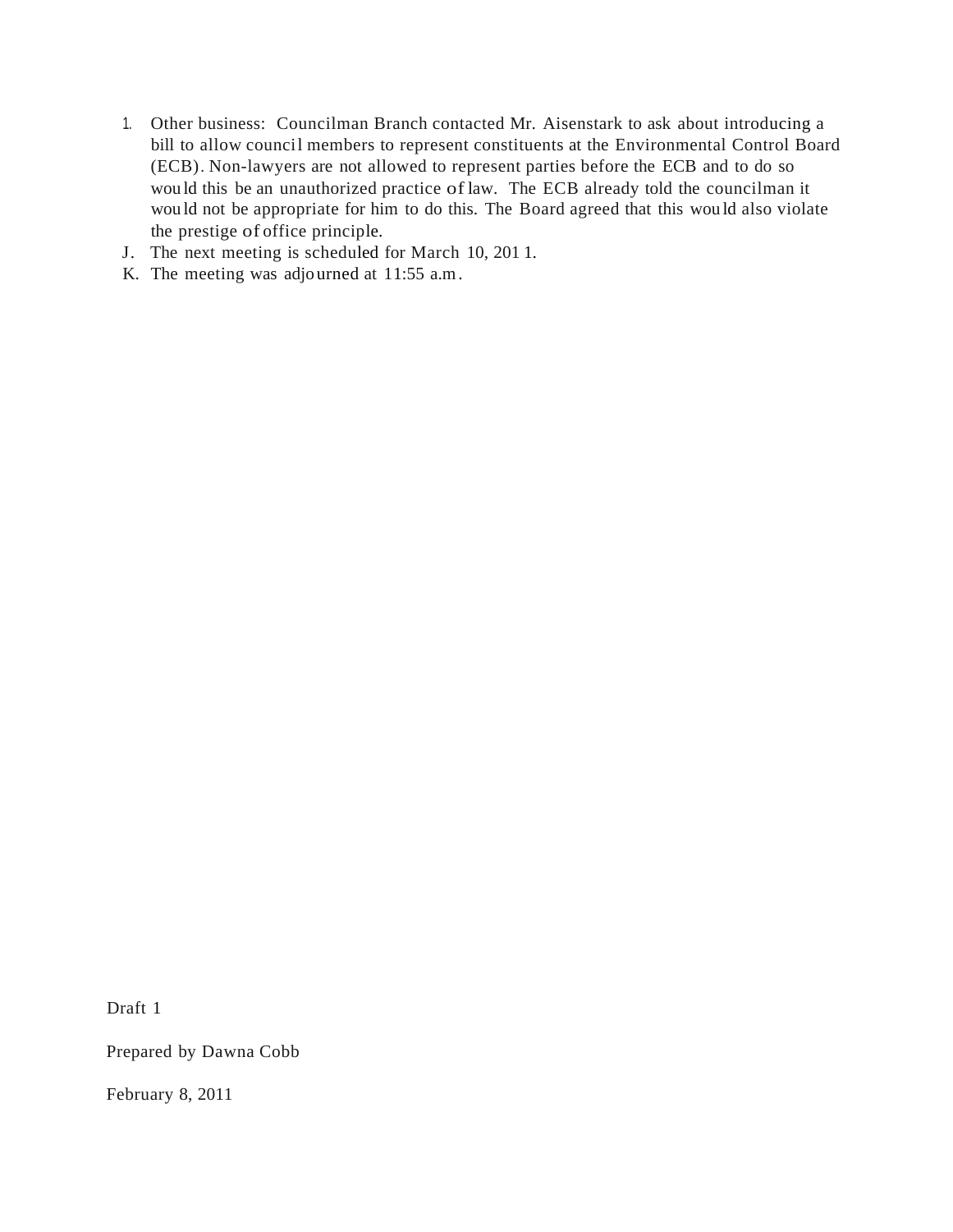1. Other business: Councilman Branch contacted Mr. Aisenstark to ask about introducing a bill to allow council members to represent constituents at the Environmental Control Board (ECB). Non-lawyers are not allowed to represent parties before the ECB and to do so would this be an unauthorized practice of law. The ECB already told the councilman it would not be appropriate for him to do this. The Board agreed that this would also violate the prestige of office principle.

J. The next meeting is scheduled for March 10, 2011.

K. The meeting was adjourned at 11:55 a.m.

Draft 1

Prepared by Dawna Cobb

February 8, 2011